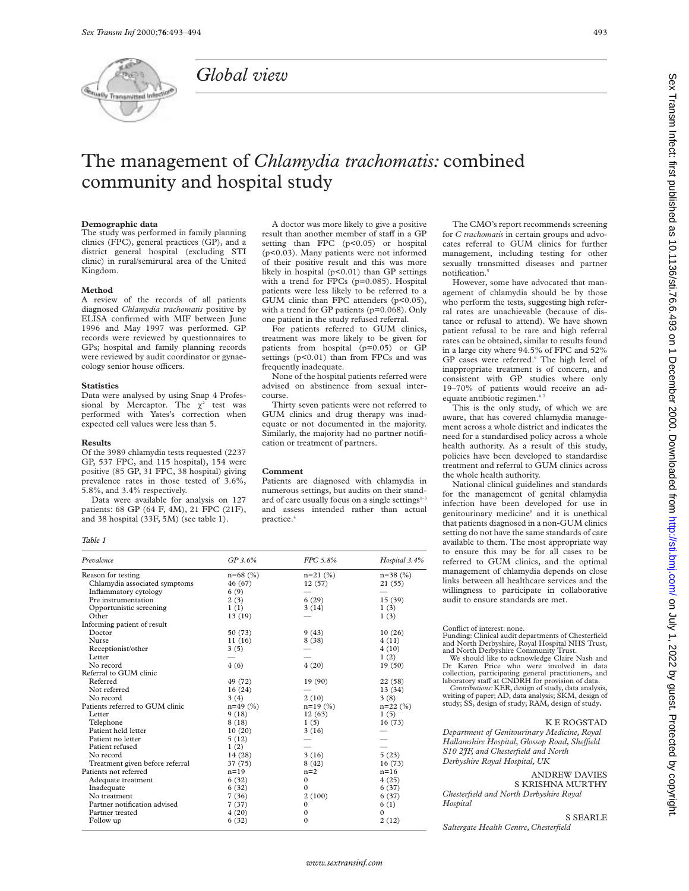# Global view

# The management of *Chlamydia trachomatis:* combined community and hospital study

### Demographic data

The study was performed in family planning clinics (FPC), general practices (GP), and a district general hospital (excluding STI clinic) in rural/semirural area of the United Kingdom.

### Method

A review of the records of all patients diagnosed *Chlamydia trachomatis* positive by ELISA confirmed with MIF between June 1996 and May 1997 was performed. GP records were reviewed by questionnaires to GPs; hospital and family planning records were reviewed by audit coordinator or gynaecology senior house officers.

### Statistics

Data were analysed by using Snap 4 Professional by Mercaptor. The $\chi^2$ test was performed with Yates's correction when expected cell values were less than 5.

### Results

Of the 3989 chlamydia tests requested (2237 GP, 537 FPC, and 115 hospital), 154 were positive (85 GP, 31 FPC, 38 hospital) giving prevalence rates in those tested of 3.6%, 5.8%, and 3.4% respectively.

Data were available for analysis on 127 patients: 68 GP (64 F, 4M), 21 FPC (21F), and 38 hospital (33F, 5M) (see table 1).

A doctor was more likely to give a positive result than another member of staff in a GP setting than FPC ($p<0.05$) or hospital ($p<0.03$). Many patients were not informed of their positive result and this was more likely in hospital ($p<0.01$) than GP settings with a trend for FPCs ($p=0.085$). Hospital patients were less likely to be referred to a GUM clinic than FPC attenders ($p<0.05$), with a trend for GP patients ($p=0.068$). Only one patient in the study refused referral.

For patients referred to GUM clinics, treatment was more likely to be given for patients from hospital ($p=0.05$) or GP settings ($p<0.01$) than from FPCs and was frequently inadequate.

None of the hospital patients referred were advised on abstinence from sexual intercourse.

Thirty seven patients were not referred to GUM clinics and drug therapy was inadequate or not documented in the majority. Similarly, the majority had no partner notification or treatment of partners.

### Comment

Patients are diagnosed with chlamydia in numerous settings, but audits on their standard of care usually focus on a single setting[1–3] and assess intended rather than actual practice.[4]

The CMO's report recommends screening for *C trachomatis* in certain groups and advocates referral to GUM clinics for further management, including testing for other sexually transmitted diseases and partner notification.[5]

However, some have advocated that management of chlamydia should be by those who perform the tests, suggesting high referral rates are unachievable (because of distance or refusal to attend). We have shown patient refusal to be rare and high referral rates can be obtained, similar to results found in a large city where 94.5% of FPC and 52% GP cases were referred.[6] The high level of inappropriate treatment is of concern, and consistent with GP studies where only 19–70% of patients would receive an adequate antibiotic regimen.[4 7]

This is the only study, of which we are aware, that has covered chlamydia management across a whole district and indicates the need for a standardised policy across a whole health authority. As a result of this study, policies have been developed to standardise treatment and referral to GUM clinics across the whole health authority.

National clinical guidelines and standards for the management of genital chlamydia infection have been developed for use in genitourinary medicine[8] and it is unethical that patients diagnosed in a non-GUM clinics setting do not have the same standards of care available to them. The most appropriate way to ensure this may be for all cases to be referred to GUM clinics, and the optimal management of chlamydia depends on close links between all healthcare services and the willingness to participate in collaborative audit to ensure standards are met.

*Table 1*

| Prevalence | GP 3.6% | FPC 5.8% | Hospital 3.4% |
|---|---|---|---|
| Reason for testing | n=68 (%) | n=21 (%) | n=38 (%) |
| Chlamydia associated symptoms | 46 (67) | 12 (57) | 21 (55) |
| Inflammatory cytology | 6 (9) | — | — |
| Pre instrumentation | 2 (3) | 6 (29) | 15 (39) |
| Opportunistic screening | 1 (1) | 3 (14) | 1 (3) |
| Other | 13 (19) | — | 1 (3) |
| Informing patient of result | | | |
| Doctor | 50 (73) | 9 (43) | 10 (26) |
| Nurse | 11 (16) | 8 (38) | 4 (11) |
| Receptionist/other | 3 (5) | — | 4 (10) |
| Letter | — | — | 1 (2) |
| No record | 4 (6) | 4 (20) | 19 (50) |
| Referral to GUM clinic | | | |
| Referred | 49 (72) | 19 (90) | 22 (58) |
| Not referred | 16 (24) | — | 13 (34) |
| No record | 3 (4) | 2 (10) | 3 (8) |
| Patients referred to GUM clinic | n=49 (%) | n=19 (%) | n=22 (%) |
| Letter | 9 (18) | 12 (63) | 1 (5) |
| Telephone | 8 (18) | 1 (5) | 16 (73) |
| Patient held letter | 10 (20) | 3 (16) | — |
| Patient no letter | 5 (12) | — | — |
| Patient refused | 1 (2) | — | — |
| No record | 14 (28) | 3 (16) | 5 (23) |
| Treatment given before referral | 37 (75) | 8 (42) | 16 (73) |
| Patients not referred | n=19 | n=2 | n=16 |
| Adequate treatment | 6 (32) | 0 | 4 (25) |
| Inadequate | 6 (32) | 0 | 6 (37) |
| No treatment | 7 (36) | 2 (100) | 6 (37) |
| Partner notification advised | 7 (37) | 0 | 6 (1) |
| Partner treated | 4 (20) | 0 | 0 |
| Follow up | 6 (32) | 0 | 2 (12) |

Conflict of interest: none.

Funding: Clinical audit departments of Chesterfield and North Derbyshire, Royal Hospital NHS Trust, and North Derbyshire Community Trust.

We should like to acknowledge Claire Nash and Dr Karen Price who were involved in data collection, participating general practitioners, and laboratory staff at CNDRH for provision of data.

*Contributions:* KER, design of study, data analysis, writing of paper; AD, data analysis; SKM, design of study; SS, design of study; RAM, design of study.

K E ROGSTAD

*Department of Genitourinary Medicine, Royal Hallamshire Hospital, Glossop Road, Sheffield S10 2JF, and Chesterfield and North Derbyshire Royal Hospital, UK*

ANDREW DAVIES

S KRISHNA MURTHY

*Chesterfield and North Derbyshire Royal Hospital*

S SEARLE

*Saltergate Health Centre, Chesterfield*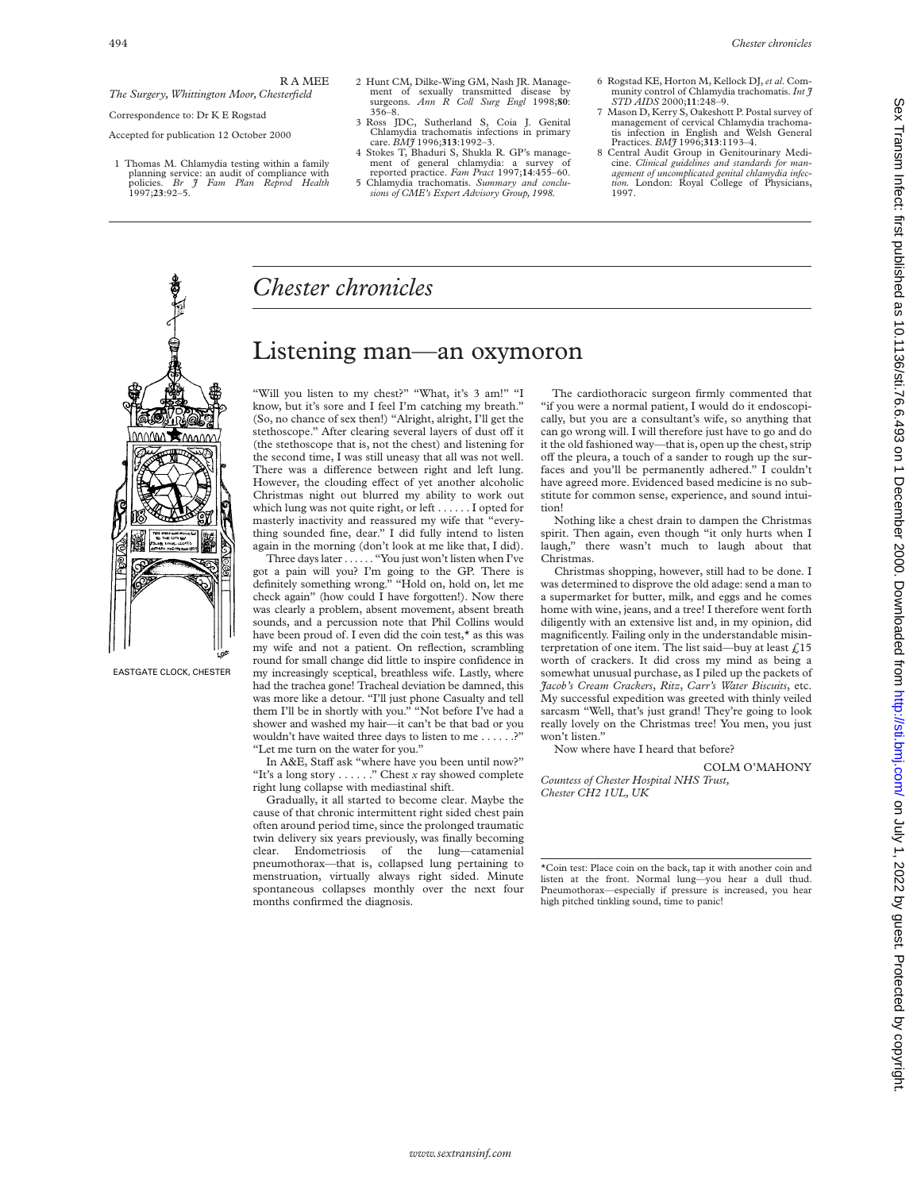R A MEE

*The Surgery, Whittington Moor, Chesterfield*

Correspondence to: Dr K E Rogstad

Accepted for publication 12 October 2000

1 Thomas M. Chlamydia testing within a family planning service: an audit of compliance with policies. *Br J Fam Plan Reprod Health* 1997;**23**:92–5.
2 Hunt CM, Dilke-Wing GM, Nash JR. Management of sexually transmitted disease by surgeons. *Ann R Coll Surg Engl* 1998;**80**: 356–8.
3 Ross JDC, Sutherland S, Coia J. Genital Chlamydia trachomatis infections in primary care. *BMJ* 1996;**313**:1992–3.
4 Stokes T, Bhaduri S, Shukla R. GP's management of general chlamydia: a survey of reported practice. *Fam Pract* 1997;**14**:455–60.
5 Chlamydia trachomatis. *Summary and conclusions of CME's Expert Advisory Group, 1998.*
6 Rogstad KE, Horton M, Kellock DJ, *et al*. Community control of Chlamydia trachomatis. *Int J STD AIDS* 2000;**11**:248–9.
7 Mason D, Kerry S, Oakeshott P. Postal survey of management of cervical Chlamydia trachomatis infection in English and Welsh General Practices. *BMJ* 1996;**313**:1193–4.
8 Central Audit Group in Genitourinary Medicine. *Clinical guidelines and standards for management of uncomplicated genital chlamydia infection.* London: Royal College of Physicians, 1997.

# *Chester chronicles*

EASTGATE CLOCK, CHESTER

## Listening man—an oxymoron

"Will you listen to my chest?" "What, it's 3 am!" "I know, but it's sore and I feel I'm catching my breath." (So, no chance of sex then!) "Alright, alright, I'll get the stethoscope." After clearing several layers of dust off it (the stethoscope that is, not the chest) and listening for the second time, I was still uneasy that all was not well. There was a difference between right and left lung. However, the clouding effect of yet another alcoholic Christmas night out blurred my ability to work out which lung was not quite right, or left . . . . . . I opted for masterly inactivity and reassured my wife that "everything sounded fine, dear." I did fully intend to listen again in the morning (don't look at me like that, I did).

Three days later . . . . . . "You just won't listen when I've got a pain will you? I'm going to the GP. There is definitely something wrong." "Hold on, hold on, let me check again" (how could I have forgotten!). Now there was clearly a problem, absent movement, absent breath sounds, and a percussion note that Phil Collins would have been proud of. I even did the coin test,* as this was my wife and not a patient. On reflection, scrambling round for small change did little to inspire confidence in my increasingly sceptical, breathless wife. Lastly, where had the trachea gone! Tracheal deviation be damned, this was more like a detour. "I'll just phone Casualty and tell them I'll be in shortly with you." "Not before I've had a shower and washed my hair—it can't be that bad or you wouldn't have waited three days to listen to me . . . . . .?" "Let me turn on the water for you."

In A&E, Staff ask "where have you been until now?" "It's a long story . . . . . ." Chest *x* ray showed complete right lung collapse with mediastinal shift.

Gradually, it all started to become clear. Maybe the cause of that chronic intermittent right sided chest pain often around period time, since the prolonged traumatic twin delivery six years previously, was finally becoming clear. Endometriosis of the lung—catamenial pneumothorax—that is, collapsed lung pertaining to menstruation, virtually always right sided. Minute spontaneous collapses monthly over the next four months confirmed the diagnosis.

The cardiothoracic surgeon firmly commented that "if you were a normal patient, I would do it endoscopically, but you are a consultant's wife, so anything that can go wrong will. I will therefore just have to go and do it the old fashioned way—that is, open up the chest, strip off the pleura, a touch of a sander to rough up the surfaces and you'll be permanently adhered." I couldn't have agreed more. Evidenced based medicine is no substitute for common sense, experience, and sound intuition!

Nothing like a chest drain to dampen the Christmas spirit. Then again, even though "it only hurts when I laugh," there wasn't much to laugh about that Christmas.

Christmas shopping, however, still had to be done. I was determined to disprove the old adage: send a man to a supermarket for butter, milk, and eggs and he comes home with wine, jeans, and a tree! I therefore went forth diligently with an extensive list and, in my opinion, did magnificently. Failing only in the understandable misinterpretation of one item. The list said—buy at least £15 worth of crackers. It did cross my mind as being a somewhat unusual purchase, as I piled up the packets of *Jacob's Cream Crackers*, *Ritz*, *Carr's Water Biscuits*, etc. My successful expedition was greeted with thinly veiled sarcasm "Well, that's just grand! They're going to look really lovely on the Christmas tree! You men, you just won't listen."

Now where have I heard that before?

COLM O'MAHONY

*Countess of Chester Hospital NHS Trust, Chester CH2 1UL, UK*

*Coin test: Place coin on the back, tap it with another coin and listen at the front. Normal lung—you hear a dull thud. Pneumothorax—especially if pressure is increased, you hear high pitched tinkling sound, time to panic!